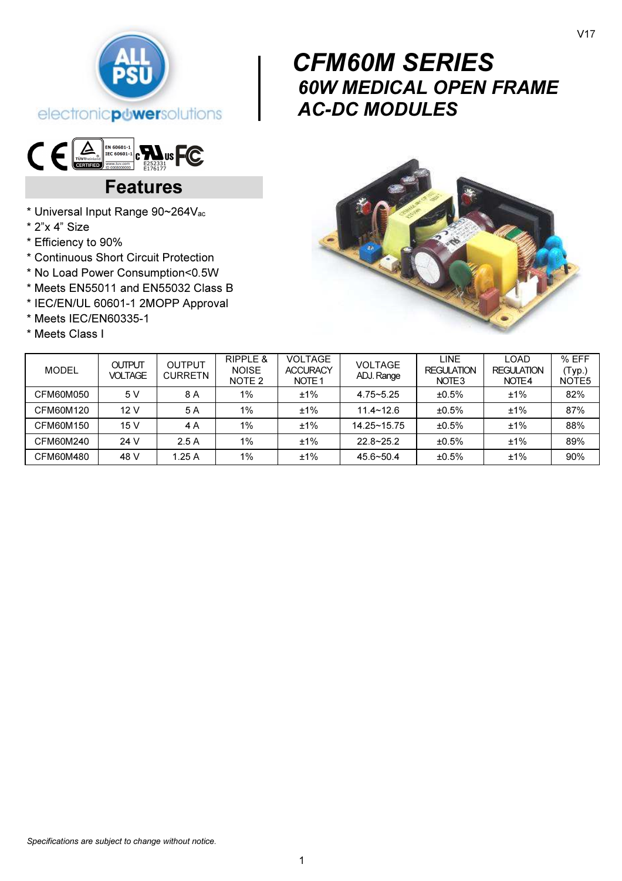# CFM60M SERIES

## 60W MEDICAL OPEN FRAME AC-DC MODULES

## Features

* Universal Input Range 90~264$V_{ac}$
* 2"x 4" Size
* Efficiency to 90%
* Continuous Short Circuit Protection
* No Load Power Consumption<0.5W
* Meets EN55011 and EN55032 Class B
* IEC/EN/UL 60601-1 2MOPP Approval
* Meets IEC/EN60335-1
* Meets Class I

| MODEL | OUTPUT VOLTAGE | OUTPUT CURRETN | RIPPLE & NOISE NOTE 2 | VOLTAGE ACCURACY NOTE 1 | VOLTAGE ADJ. Range | LINE REGULATION NOTE3 | LOAD REGULATION NOTE4 | % EFF (Typ.) NOTE5 |
|---|---|---|---|---|---|---|---|---|
| CFM60M050 | 5 V | 8 A | 1% | ±1% | 4.75~5.25 | ±0.5% | ±1% | 82% |
| CFM60M120 | 12 V | 5 A | 1% | ±1% | 11.4~12.6 | ±0.5% | ±1% | 87% |
| CFM60M150 | 15 V | 4 A | 1% | ±1% | 14.25~15.75 | ±0.5% | ±1% | 88% |
| CFM60M240 | 24 V | 2.5 A | 1% | ±1% | 22.8~25.2 | ±0.5% | ±1% | 89% |
| CFM60M480 | 48 V | 1.25 A | 1% | ±1% | 45.6~50.4 | ±0.5% | ±1% | 90% |

*Specifications are subject to change without notice.*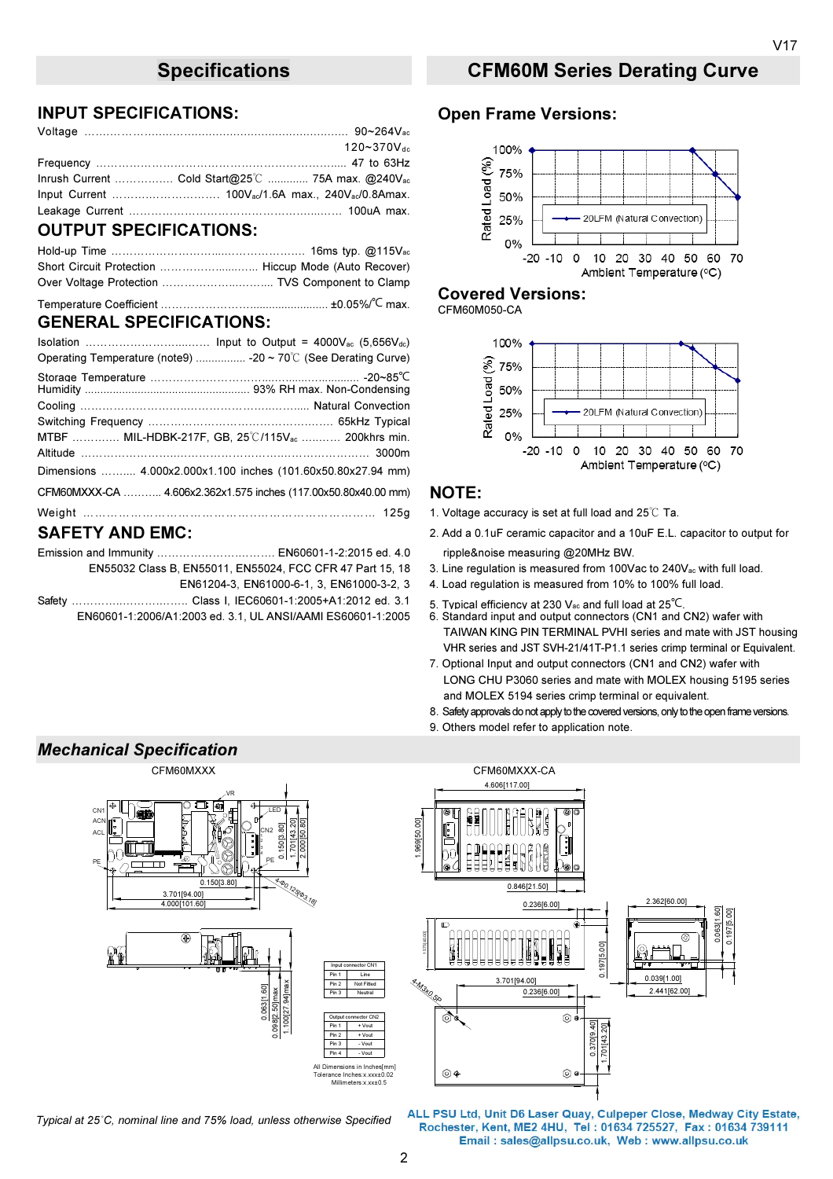## Specifications

### INPUT SPECIFICATIONS:

Voltage ........................................................................ 90~264$V_{ac}$
120~370$V_{dc}$

Frequency ........................................................................ 47 to 63Hz

Inrush Current ................ Cold Start@25℃ ............ 75A max. @240$V_{ac}$

Input Current ............................ 100$V_{ac}$/1.6A max., 240$V_{ac}$/0.8Amax.

Leakage Current ........................................................ 100uA max.

### OUTPUT SPECIFICATIONS:

Hold-up Time .................................................... 16ms typ. @115$V_{ac}$

Short Circuit Protection ............................ Hiccup Mode (Auto Recover)

Over Voltage Protection ............................ TVS Component to Clamp

Temperature Coefficient ............................................ ±0.05%/℃ max.

### GENERAL SPECIFICATIONS:

Isolation ................................ Input to Output = 4000$V_{ac}$ (5,656$V_{dc}$)

Operating Temperature (note9) ................ -20 ~ 70℃ (See Derating Curve)

Storage Temperature ........................................................ -20~85℃

Humidity ................................................ 93% RH max. Non-Condensing

Cooling ........................................................ Natural Convection

Switching Frequency ............................................ 65kHz Typical

MTBF ............. MIL-HDBK-217F, GB, 25℃/115$V_{ac}$ ........... 200khrs min.

Altitude ........................................................................ 3000m

Dimensions .......... 4.000x2.000x1.100 inches (101.60x50.80x27.94 mm)

CFM60MXXX-CA ........... 4.606x2.362x1.575 inches (117.00x50.80x40.00 mm)

Weight ........................................................................ 125g

### SAFETY AND EMC:

Emission and Immunity ................................ EN60601-1-2:2015 ed. 4.0
EN55032 Class B, EN55011, EN55024, FCC CFR 47 Part 15, 18
EN61204-3, EN61000-6-1, 3, EN61000-3-2, 3

Safety ................................ Class I, IEC60601-1:2005+A1:2012 ed. 3.1
EN60601-1:2006/A1:2003 ed. 3.1, UL ANSI/AAMI ES60601-1:2005

## CFM60M Series Derating Curve

### Open Frame Versions:

100%
75%
50%
25%
0%
Rated Load (%)
-20 -10 0 10 20 30 40 50 60 70
Ambient Temperature (°C)
20LFM (Natural Convection)

### Covered Versions:

CFM60M050-CA

100%
75%
50%
25%
0%
Rated Load (%)
-20 -10 0 10 20 30 40 50 60 70
Ambient Temperature (°C)
20LFM (Natural Convection)

## NOTE:

1. Voltage accuracy is set at full load and 25℃ Ta.
2. Add a 0.1uF ceramic capacitor and a 10uF E.L. capacitor to output for ripple&noise measuring @20MHz BW.
3. Line regulation is measured from 100Vac to 240$V_{ac}$ with full load.
4. Load regulation is measured from 10% to 100% full load.
5. Typical efficiency at 230 $V_{ac}$ and full load at 25℃.
6. Standard input and output connectors (CN1 and CN2) wafer with TAIWAN KING PIN TERMINAL PVHI series and mate with JST housing VHR series and JST SVH-21/41T-P1.1 series crimp terminal or Equivalent.
7. Optional Input and output connectors (CN1 and CN2) wafer with LONG CHU P3060 series and mate with MOLEX housing 5195 series and MOLEX 5194 series crimp terminal or equivalent.
8. Safety approvals do not apply to the covered versions, only to the open frame versions.
9. Others model refer to application note.

## Mechanical Specification

CFM60MXXX

CN1, ACN, ACL, PE, VR, LED, CN2, PE
0.150[3.80]
1.701[43.20]
2.000[50.80]
0.150[3.80]
3.701[94.00]
4.000[101.60]
4-Φ0.125[Φ3.18]
0.063[1.60]
0.098[2.50]max
1.100[27.94]max

| Input connector CN1 | |
|---|---|
| Pin 1 | Line |
| Pin 2 | Not Fitted |
| Pin 3 | Neutral |

| Output connector CN2 | |
|---|---|
| Pin 1 | + Vout |
| Pin 2 | + Vout |
| Pin 3 | - Vout |
| Pin 4 | - Vout |

All Dimensions in Inches[mm]
Tolerance Inches:x.xxx±0.02
Millimeters:x.xx±0.5

CFM60MXXX-CA

4.606[117.00]
1.969[50.00]
0.846[21.50]
0.236[6.00]
0.197[5.00]
3.701[94.00]
0.236[6.00]
4-M3x0.5P
2.362[60.00]
0.063[1.60]
0.197[5.00]
0.039[1.00]
2.441[62.00]
0.370[9.40]
1.701[43.20]

*Typical at 25°C, nominal line and 75% load, unless otherwise Specified*

**ALL PSU Ltd, Unit D6 Laser Quay, Culpeper Close, Medway City Estate, Rochester, Kent, ME2 4HU, Tel : 01634 725527, Fax : 01634 739111**
**Email : sales@allpsu.co.uk, Web : www.allpsu.co.uk**